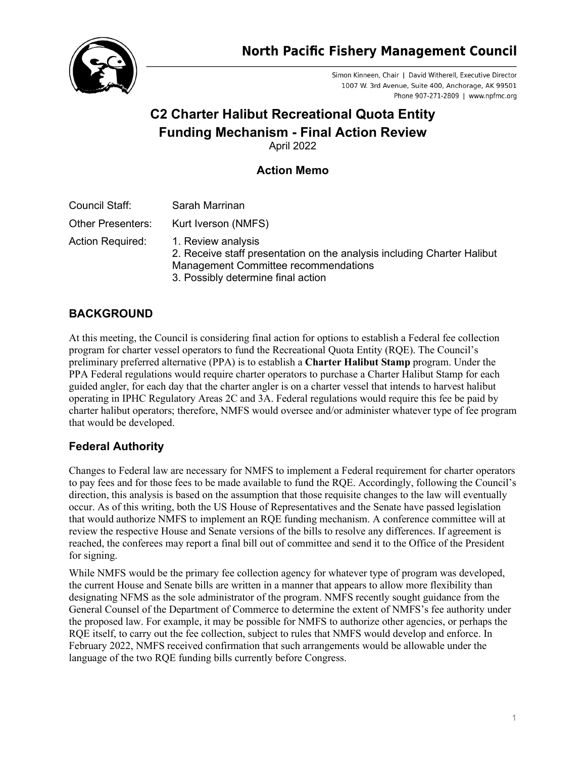# North Pacific Fishery Management Council

Simon Kinneen, Chair | David Witherell, Executive Director
1007 W. 3rd Avenue, Suite 400, Anchorage, AK 99501
Phone 907-271-2809 | www.npfmc.org

## C2 Charter Halibut Recreational Quota Entity Funding Mechanism - Final Action Review

April 2022

### Action Memo

| | |
|---|---|
| Council Staff: | Sarah Marrinan |
| Other Presenters: | Kurt Iverson (NMFS) |
| Action Required: | 1. Review analysis<br>2. Receive staff presentation on the analysis including Charter Halibut Management Committee recommendations<br>3. Possibly determine final action |

## BACKGROUND

At this meeting, the Council is considering final action for options to establish a Federal fee collection program for charter vessel operators to fund the Recreational Quota Entity (RQE). The Council's preliminary preferred alternative (PPA) is to establish a **Charter Halibut Stamp** program. Under the PPA Federal regulations would require charter operators to purchase a Charter Halibut Stamp for each guided angler, for each day that the charter angler is on a charter vessel that intends to harvest halibut operating in IPHC Regulatory Areas 2C and 3A. Federal regulations would require this fee be paid by charter halibut operators; therefore, NMFS would oversee and/or administer whatever type of fee program that would be developed.

## Federal Authority

Changes to Federal law are necessary for NMFS to implement a Federal requirement for charter operators to pay fees and for those fees to be made available to fund the RQE. Accordingly, following the Council's direction, this analysis is based on the assumption that those requisite changes to the law will eventually occur. As of this writing, both the US House of Representatives and the Senate have passed legislation that would authorize NMFS to implement an RQE funding mechanism. A conference committee will at review the respective House and Senate versions of the bills to resolve any differences. If agreement is reached, the conferees may report a final bill out of committee and send it to the Office of the President for signing.

While NMFS would be the primary fee collection agency for whatever type of program was developed, the current House and Senate bills are written in a manner that appears to allow more flexibility than designating NFMS as the sole administrator of the program. NMFS recently sought guidance from the General Counsel of the Department of Commerce to determine the extent of NMFS's fee authority under the proposed law. For example, it may be possible for NMFS to authorize other agencies, or perhaps the RQE itself, to carry out the fee collection, subject to rules that NMFS would develop and enforce. In February 2022, NMFS received confirmation that such arrangements would be allowable under the language of the two RQE funding bills currently before Congress.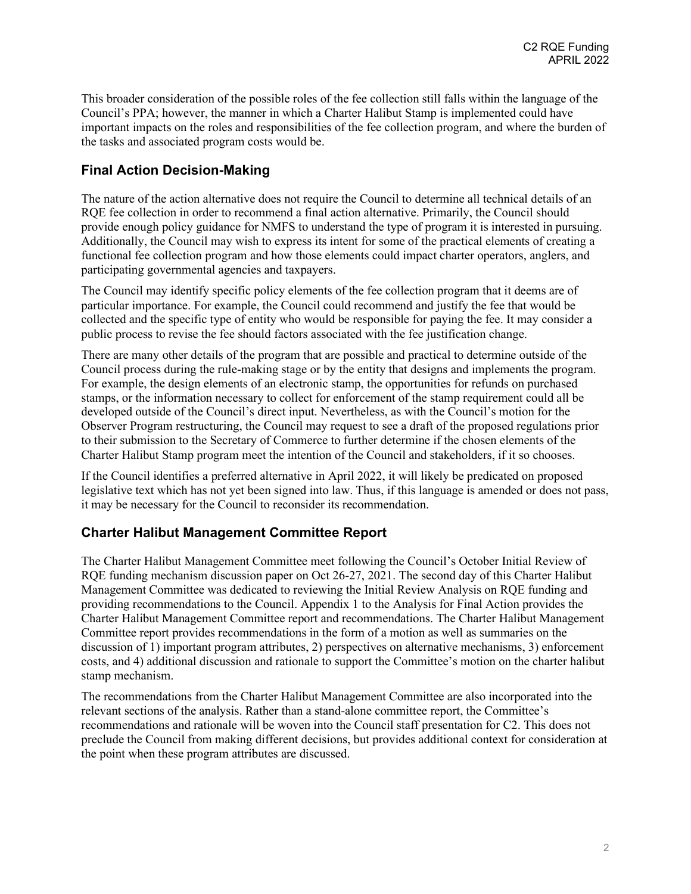This broader consideration of the possible roles of the fee collection still falls within the language of the Council's PPA; however, the manner in which a Charter Halibut Stamp is implemented could have important impacts on the roles and responsibilities of the fee collection program, and where the burden of the tasks and associated program costs would be.

## Final Action Decision-Making

The nature of the action alternative does not require the Council to determine all technical details of an RQE fee collection in order to recommend a final action alternative. Primarily, the Council should provide enough policy guidance for NMFS to understand the type of program it is interested in pursuing. Additionally, the Council may wish to express its intent for some of the practical elements of creating a functional fee collection program and how those elements could impact charter operators, anglers, and participating governmental agencies and taxpayers.

The Council may identify specific policy elements of the fee collection program that it deems are of particular importance. For example, the Council could recommend and justify the fee that would be collected and the specific type of entity who would be responsible for paying the fee. It may consider a public process to revise the fee should factors associated with the fee justification change.

There are many other details of the program that are possible and practical to determine outside of the Council process during the rule-making stage or by the entity that designs and implements the program. For example, the design elements of an electronic stamp, the opportunities for refunds on purchased stamps, or the information necessary to collect for enforcement of the stamp requirement could all be developed outside of the Council's direct input. Nevertheless, as with the Council's motion for the Observer Program restructuring, the Council may request to see a draft of the proposed regulations prior to their submission to the Secretary of Commerce to further determine if the chosen elements of the Charter Halibut Stamp program meet the intention of the Council and stakeholders, if it so chooses.

If the Council identifies a preferred alternative in April 2022, it will likely be predicated on proposed legislative text which has not yet been signed into law. Thus, if this language is amended or does not pass, it may be necessary for the Council to reconsider its recommendation.

## Charter Halibut Management Committee Report

The Charter Halibut Management Committee meet following the Council's October Initial Review of RQE funding mechanism discussion paper on Oct 26-27, 2021. The second day of this Charter Halibut Management Committee was dedicated to reviewing the Initial Review Analysis on RQE funding and providing recommendations to the Council. Appendix 1 to the Analysis for Final Action provides the Charter Halibut Management Committee report and recommendations. The Charter Halibut Management Committee report provides recommendations in the form of a motion as well as summaries on the discussion of 1) important program attributes, 2) perspectives on alternative mechanisms, 3) enforcement costs, and 4) additional discussion and rationale to support the Committee's motion on the charter halibut stamp mechanism.

The recommendations from the Charter Halibut Management Committee are also incorporated into the relevant sections of the analysis. Rather than a stand-alone committee report, the Committee's recommendations and rationale will be woven into the Council staff presentation for C2. This does not preclude the Council from making different decisions, but provides additional context for consideration at the point when these program attributes are discussed.